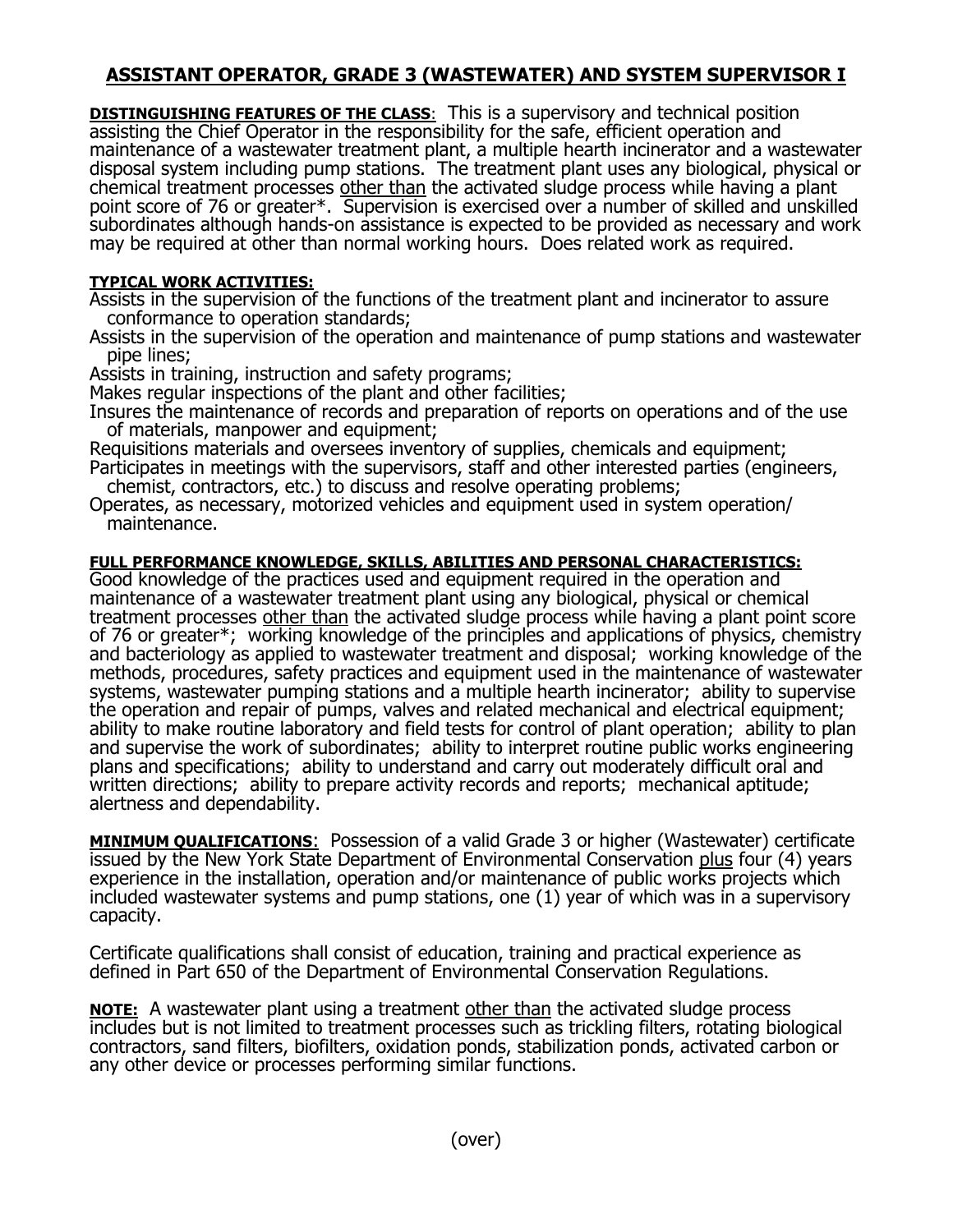# ASSISTANT OPERATOR, GRADE 3 (WASTEWATER) AND SYSTEM SUPERVISOR I

**DISTINGUISHING FEATURES OF THE CLASS**: This is a supervisory and technical position assisting the Chief Operator in the responsibility for the safe, efficient operation and maintenance of a wastewater treatment plant, a multiple hearth incinerator and a wastewater disposal system including pump stations. The treatment plant uses any biological, physical or chemical treatment processes other than the activated sludge process while having a plant point score of 76 or greater*. Supervision is exercised over a number of skilled and unskilled subordinates although hands-on assistance is expected to be provided as necessary and work may be required at other than normal working hours. Does related work as required.

**TYPICAL WORK ACTIVITIES:**

Assists in the supervision of the functions of the treatment plant and incinerator to assure conformance to operation standards;
Assists in the supervision of the operation and maintenance of pump stations and wastewater pipe lines;
Assists in training, instruction and safety programs;
Makes regular inspections of the plant and other facilities;
Insures the maintenance of records and preparation of reports on operations and of the use of materials, manpower and equipment;
Requisitions materials and oversees inventory of supplies, chemicals and equipment;
Participates in meetings with the supervisors, staff and other interested parties (engineers, chemist, contractors, etc.) to discuss and resolve operating problems;
Operates, as necessary, motorized vehicles and equipment used in system operation/ maintenance.

**FULL PERFORMANCE KNOWLEDGE, SKILLS, ABILITIES AND PERSONAL CHARACTERISTICS:**

Good knowledge of the practices used and equipment required in the operation and maintenance of a wastewater treatment plant using any biological, physical or chemical treatment processes other than the activated sludge process while having a plant point score of 76 or greater*; working knowledge of the principles and applications of physics, chemistry and bacteriology as applied to wastewater treatment and disposal; working knowledge of the methods, procedures, safety practices and equipment used in the maintenance of wastewater systems, wastewater pumping stations and a multiple hearth incinerator; ability to supervise the operation and repair of pumps, valves and related mechanical and electrical equipment; ability to make routine laboratory and field tests for control of plant operation; ability to plan and supervise the work of subordinates; ability to interpret routine public works engineering plans and specifications; ability to understand and carry out moderately difficult oral and written directions; ability to prepare activity records and reports; mechanical aptitude; alertness and dependability.

**MINIMUM QUALIFICATIONS**: Possession of a valid Grade 3 or higher (Wastewater) certificate issued by the New York State Department of Environmental Conservation plus four (4) years experience in the installation, operation and/or maintenance of public works projects which included wastewater systems and pump stations, one (1) year of which was in a supervisory capacity.

Certificate qualifications shall consist of education, training and practical experience as defined in Part 650 of the Department of Environmental Conservation Regulations.

**NOTE:** A wastewater plant using a treatment other than the activated sludge process includes but is not limited to treatment processes such as trickling filters, rotating biological contractors, sand filters, biofilters, oxidation ponds, stabilization ponds, activated carbon or any other device or processes performing similar functions.

(over)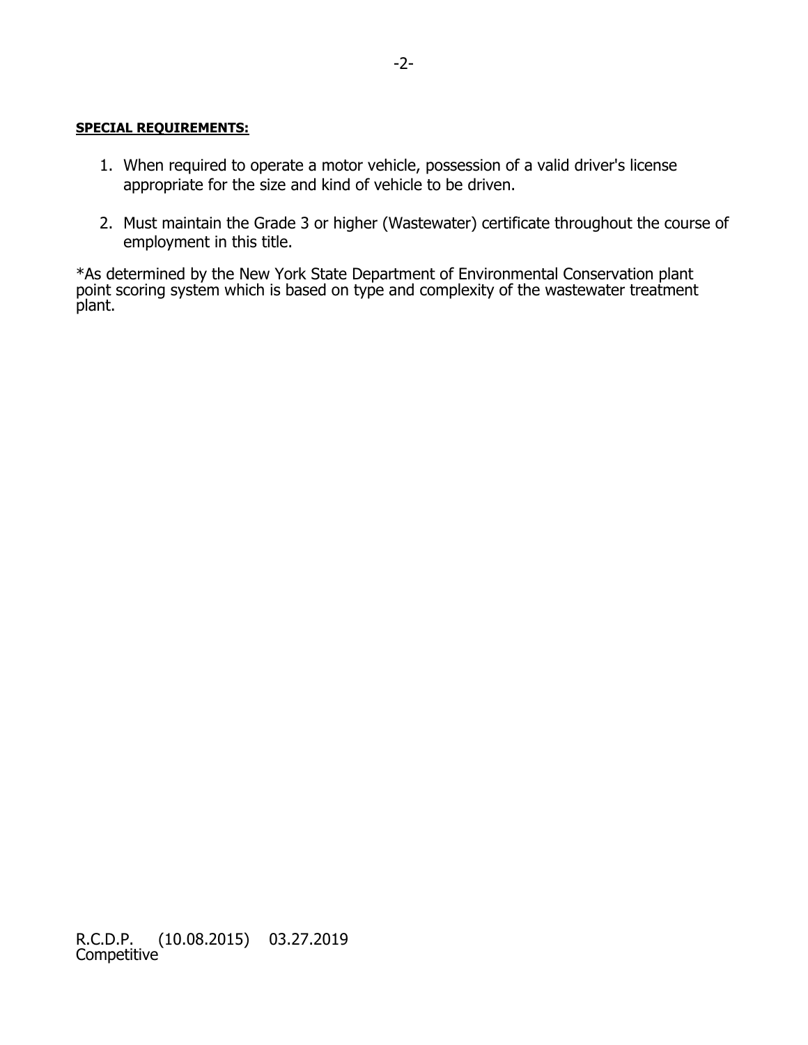**SPECIAL REQUIREMENTS:**

1. When required to operate a motor vehicle, possession of a valid driver's license appropriate for the size and kind of vehicle to be driven.

2. Must maintain the Grade 3 or higher (Wastewater) certificate throughout the course of employment in this title.

*As determined by the New York State Department of Environmental Conservation plant point scoring system which is based on type and complexity of the wastewater treatment plant.

R.C.D.P. (10.08.2015) 03.27.2019
Competitive